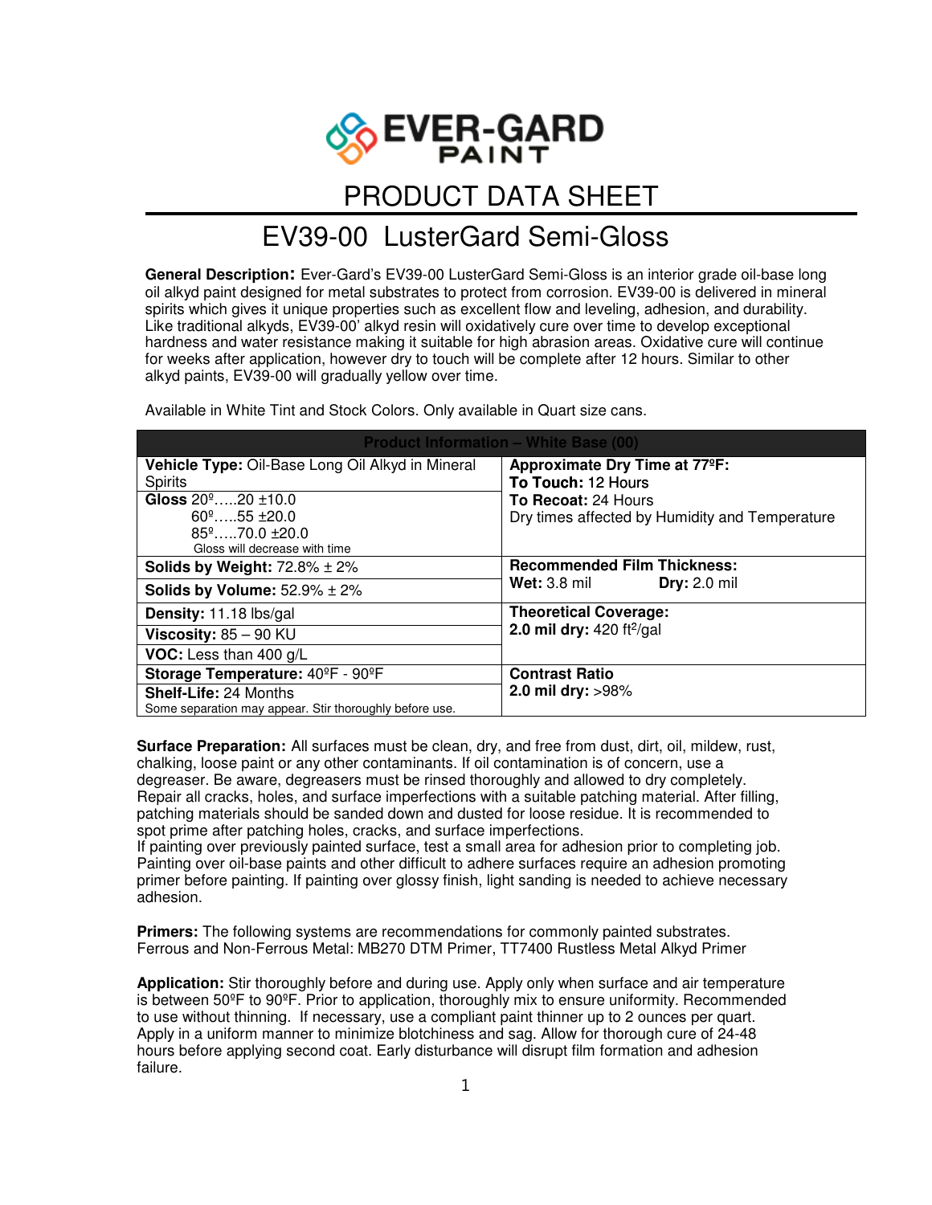EVER-GARD PAINT

# PRODUCT DATA SHEET

# EV39-00 LusterGard Semi-Gloss

**General Description:** Ever-Gard's EV39-00 LusterGard Semi-Gloss is an interior grade oil-base long oil alkyd paint designed for metal substrates to protect from corrosion. EV39-00 is delivered in mineral spirits which gives it unique properties such as excellent flow and leveling, adhesion, and durability. Like traditional alkyds, EV39-00' alkyd resin will oxidatively cure over time to develop exceptional hardness and water resistance making it suitable for high abrasion areas. Oxidative cure will continue for weeks after application, however dry to touch will be complete after 12 hours. Similar to other alkyd paints, EV39-00 will gradually yellow over time.

Available in White Tint and Stock Colors. Only available in Quart size cans.

| Product Information – White Base (00) | |
|---|---|
| **Vehicle Type:** Oil-Base Long Oil Alkyd in Mineral Spirits | **Approximate Dry Time at 77ºF:** **To Touch:** 12 Hours **To Recoat:** 24 Hours Dry times affected by Humidity and Temperature |
| **Gloss** 20º.....20 ±10.0 60º.....55 ±20.0 85º.....70.0 ±20.0 Gloss will decrease with time | |
| **Solids by Weight:** 72.8% ± 2% | **Recommended Film Thickness:** **Wet:** 3.8 mil **Dry:** 2.0 mil |
| **Solids by Volume:** 52.9% ± 2% | |
| **Density:** 11.18 lbs/gal | **Theoretical Coverage:** **2.0 mil dry:** 420 ft²/gal |
| **Viscosity:** 85 – 90 KU | |
| **VOC:** Less than 400 g/L | |
| **Storage Temperature:** 40ºF - 90ºF | **Contrast Ratio** **2.0 mil dry:** >98% |
| **Shelf-Life:** 24 Months Some separation may appear. Stir thoroughly before use. | |

**Surface Preparation:** All surfaces must be clean, dry, and free from dust, dirt, oil, mildew, rust, chalking, loose paint or any other contaminants. If oil contamination is of concern, use a degreaser. Be aware, degreasers must be rinsed thoroughly and allowed to dry completely. Repair all cracks, holes, and surface imperfections with a suitable patching material. After filling, patching materials should be sanded down and dusted for loose residue. It is recommended to spot prime after patching holes, cracks, and surface imperfections.
If painting over previously painted surface, test a small area for adhesion prior to completing job. Painting over oil-base paints and other difficult to adhere surfaces require an adhesion promoting primer before painting. If painting over glossy finish, light sanding is needed to achieve necessary adhesion.

**Primers:** The following systems are recommendations for commonly painted substrates.
Ferrous and Non-Ferrous Metal: MB270 DTM Primer, TT7400 Rustless Metal Alkyd Primer

**Application:** Stir thoroughly before and during use. Apply only when surface and air temperature is between 50ºF to 90ºF. Prior to application, thoroughly mix to ensure uniformity. Recommended to use without thinning. If necessary, use a compliant paint thinner up to 2 ounces per quart. Apply in a uniform manner to minimize blotchiness and sag. Allow for thorough cure of 24-48 hours before applying second coat. Early disturbance will disrupt film formation and adhesion failure.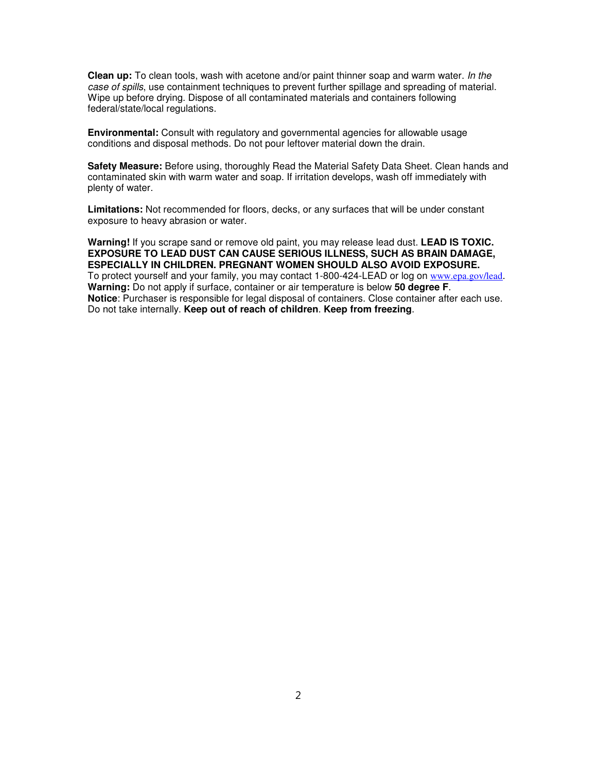**Clean up:** To clean tools, wash with acetone and/or paint thinner soap and warm water. *In the case of spills*, use containment techniques to prevent further spillage and spreading of material. Wipe up before drying. Dispose of all contaminated materials and containers following federal/state/local regulations.

**Environmental:** Consult with regulatory and governmental agencies for allowable usage conditions and disposal methods. Do not pour leftover material down the drain.

**Safety Measure:** Before using, thoroughly Read the Material Safety Data Sheet. Clean hands and contaminated skin with warm water and soap. If irritation develops, wash off immediately with plenty of water.

**Limitations:** Not recommended for floors, decks, or any surfaces that will be under constant exposure to heavy abrasion or water.

**Warning!** If you scrape sand or remove old paint, you may release lead dust. **LEAD IS TOXIC. EXPOSURE TO LEAD DUST CAN CAUSE SERIOUS ILLNESS, SUCH AS BRAIN DAMAGE, ESPECIALLY IN CHILDREN. PREGNANT WOMEN SHOULD ALSO AVOID EXPOSURE.**
To protect yourself and your family, you may contact 1-800-424-LEAD or log on www.epa.gov/lead.
**Warning:** Do not apply if surface, container or air temperature is below **50 degree F**.
**Notice**: Purchaser is responsible for legal disposal of containers. Close container after each use. Do not take internally. **Keep out of reach of children**. **Keep from freezing**.